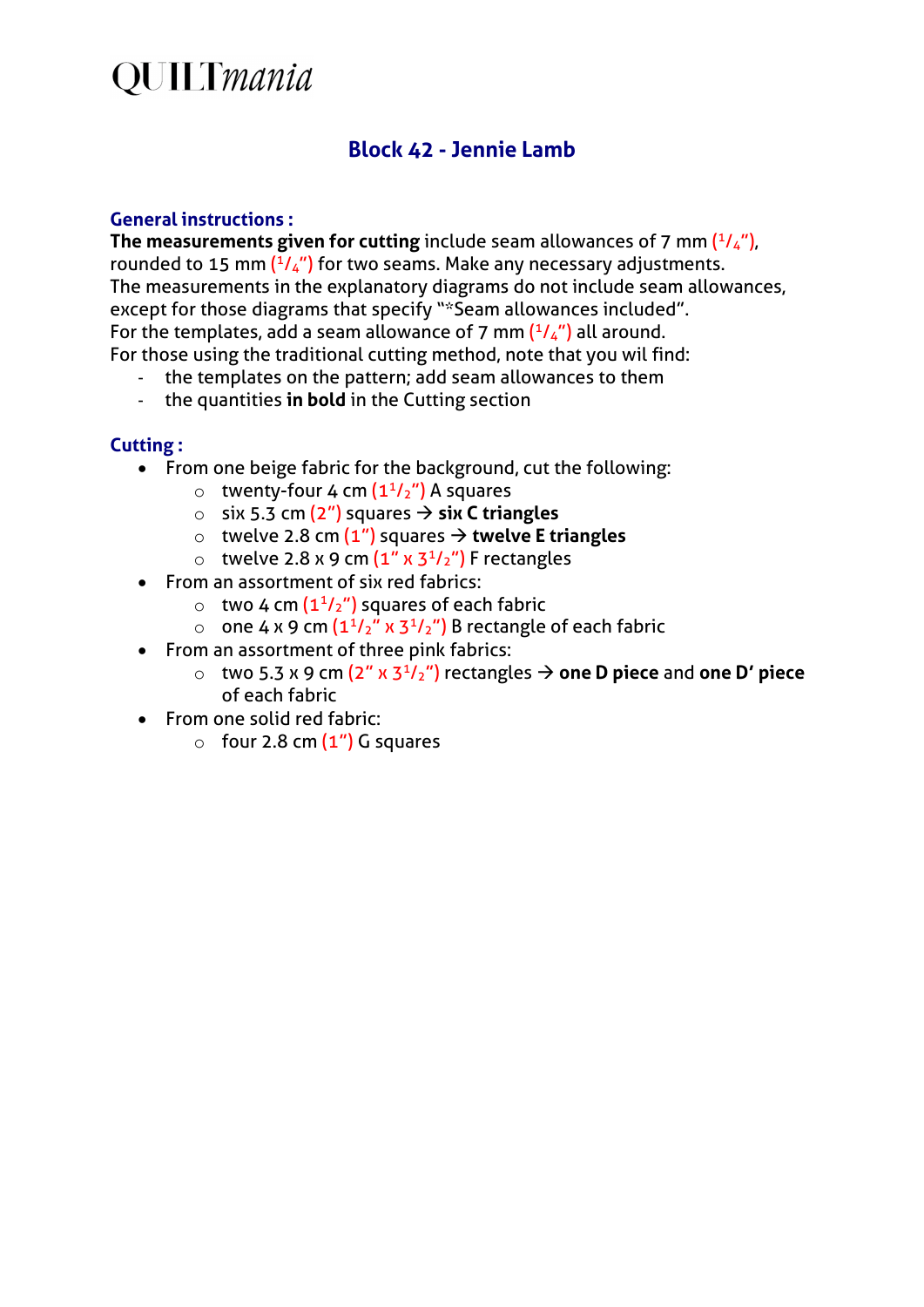# QUILTmania

## Block 42 - Jennie Lamb

### General instructions :

**The measurements given for cutting** include seam allowances of 7 mm (1/4"), rounded to 15 mm (1/4") for two seams. Make any necessary adjustments.
The measurements in the explanatory diagrams do not include seam allowances, except for those diagrams that specify "*Seam allowances included".
For the templates, add a seam allowance of 7 mm (1/4") all around.
For those using the traditional cutting method, note that you wil find:

- the templates on the pattern; add seam allowances to them
- the quantities **in bold** in the Cutting section

### Cutting :

- From one beige fabric for the background, cut the following:
  - twenty-four 4 cm (1 1/2") A squares
  - six 5.3 cm (2") squares → **six C triangles**
  - twelve 2.8 cm (1") squares → **twelve E triangles**
  - twelve 2.8 x 9 cm (1" x 3 1/2") F rectangles
- From an assortment of six red fabrics:
  - two 4 cm (1 1/2") squares of each fabric
  - one 4 x 9 cm (1 1/2" x 3 1/2") B rectangle of each fabric
- From an assortment of three pink fabrics:
  - two 5.3 x 9 cm (2" x 3 1/2") rectangles → **one D piece** and **one D' piece** of each fabric
- From one solid red fabric:
  - four 2.8 cm (1") G squares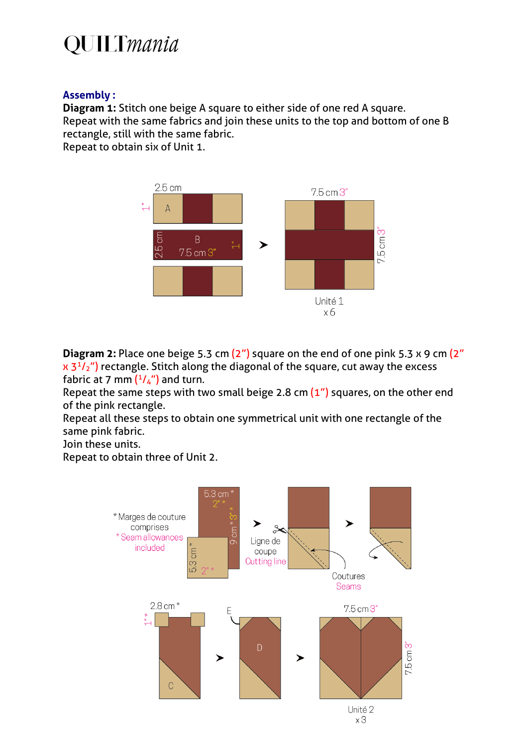**Assembly :**

**Diagram 1:** Stitch one beige A square to either side of one red A square.
Repeat with the same fabrics and join these units to the top and bottom of one B rectangle, still with the same fabric.
Repeat to obtain six of Unit 1.

**Diagram 2:** Place one beige 5.3 cm (2") square on the end of one pink 5.3 x 9 cm (2" x 3 1/2") rectangle. Stitch along the diagonal of the square, cut away the excess fabric at 7 mm (1/4") and turn.
Repeat the same steps with two small beige 2.8 cm (1") squares, on the other end of the pink rectangle.
Repeat all these steps to obtain one symmetrical unit with one rectangle of the same pink fabric.
Join these units.
Repeat to obtain three of Unit 2.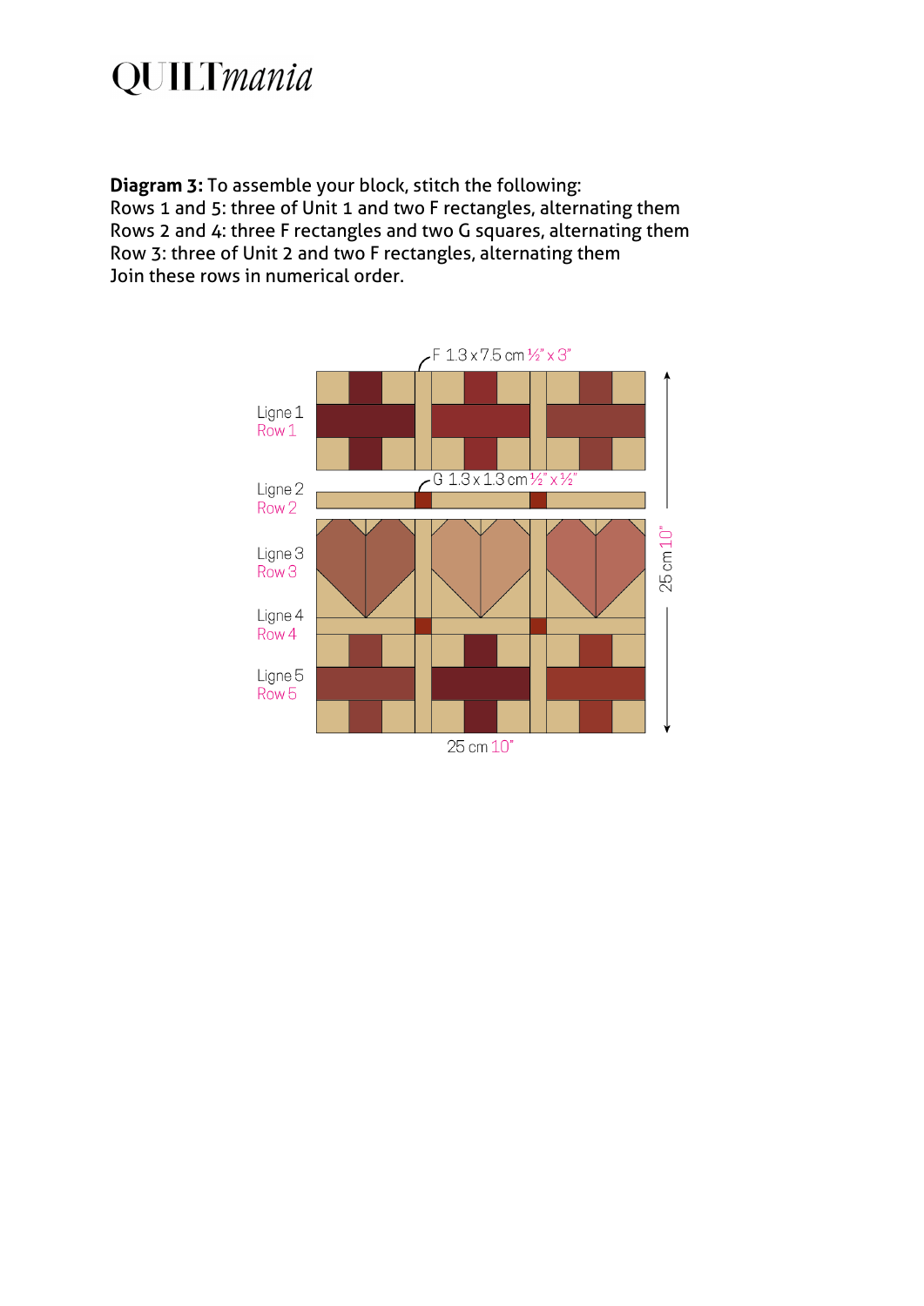**Diagram 3:** To assemble your block, stitch the following:
Rows 1 and 5: three of Unit 1 and two F rectangles, alternating them
Rows 2 and 4: three F rectangles and two G squares, alternating them
Row 3: three of Unit 2 and two F rectangles, alternating them
Join these rows in numerical order.

F 1.3 x 7.5 cm ½" x 3"

G 1.3 x 1.3 cm ½" x ½"

Ligne 1
Row 1

Ligne 2
Row 2

Ligne 3
Row 3

Ligne 4
Row 4

Ligne 5
Row 5

25 cm 10"

25 cm 10"